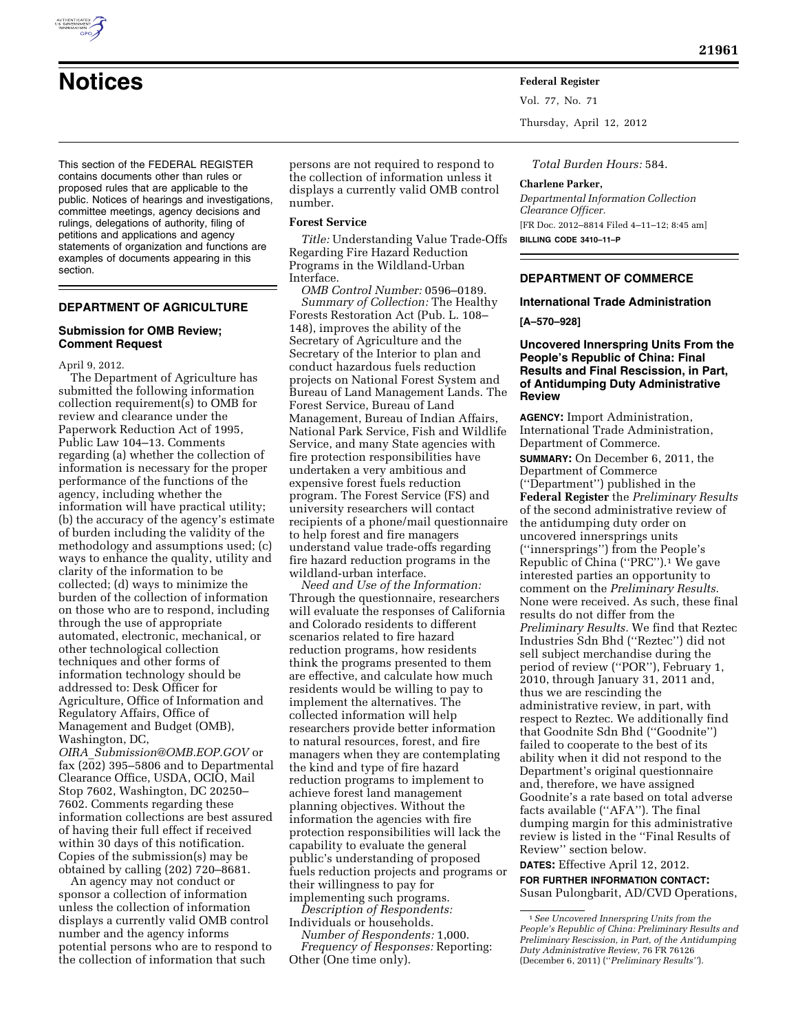# Notices

This section of the FEDERAL REGISTER contains documents other than rules or proposed rules that are applicable to the public. Notices of hearings and investigations, committee meetings, agency decisions and rulings, delegations of authority, filing of petitions and applications and agency statements of organization and functions are examples of documents appearing in this section.

## DEPARTMENT OF AGRICULTURE

### Submission for OMB Review; Comment Request

April 9, 2012.

The Department of Agriculture has submitted the following information collection requirement(s) to OMB for review and clearance under the Paperwork Reduction Act of 1995, Public Law 104–13. Comments regarding (a) whether the collection of information is necessary for the proper performance of the functions of the agency, including whether the information will have practical utility; (b) the accuracy of the agency's estimate of burden including the validity of the methodology and assumptions used; (c) ways to enhance the quality, utility and clarity of the information to be collected; (d) ways to minimize the burden of the collection of information on those who are to respond, including through the use of appropriate automated, electronic, mechanical, or other technological collection techniques and other forms of information technology should be addressed to: Desk Officer for Agriculture, Office of Information and Regulatory Affairs, Office of Management and Budget (OMB), Washington, DC, *OIRA_Submission@OMB.EOP.GOV* or fax (202) 395–5806 and to Departmental Clearance Office, USDA, OCIO, Mail Stop 7602, Washington, DC 20250–7602. Comments regarding these information collections are best assured of having their full effect if received within 30 days of this notification. Copies of the submission(s) may be obtained by calling (202) 720–8681.

An agency may not conduct or sponsor a collection of information unless the collection of information displays a currently valid OMB control number and the agency informs potential persons who are to respond to the collection of information that such persons are not required to respond to the collection of information unless it displays a currently valid OMB control number.

#### Forest Service

*Title:* Understanding Value Trade-Offs Regarding Fire Hazard Reduction Programs in the Wildland-Urban Interface.

*OMB Control Number:* 0596–0189.

*Summary of Collection:* The Healthy Forests Restoration Act (Pub. L. 108–148), improves the ability of the Secretary of Agriculture and the Secretary of the Interior to plan and conduct hazardous fuels reduction projects on National Forest System and Bureau of Land Management Lands. The Forest Service, Bureau of Land Management, Bureau of Indian Affairs, National Park Service, Fish and Wildlife Service, and many State agencies with fire protection responsibilities have undertaken a very ambitious and expensive forest fuels reduction program. The Forest Service (FS) and university researchers will contact recipients of a phone/mail questionnaire to help forest and fire managers understand value trade-offs regarding fire hazard reduction programs in the wildland-urban interface.

*Need and Use of the Information:* Through the questionnaire, researchers will evaluate the responses of California and Colorado residents to different scenarios related to fire hazard reduction programs, how residents think the programs presented to them are effective, and calculate how much residents would be willing to pay to implement the alternatives. The collected information will help researchers provide better information to natural resources, forest, and fire managers when they are contemplating the kind and type of fire hazard reduction programs to implement to achieve forest land management planning objectives. Without the information the agencies with fire protection responsibilities will lack the capability to evaluate the general public's understanding of proposed fuels reduction projects and programs or their willingness to pay for implementing such programs.

*Description of Respondents:* Individuals or households.

*Number of Respondents:* 1,000.

*Frequency of Responses:* Reporting: Other (One time only).

*Total Burden Hours:* 584.

**Charlene Parker,**

*Departmental Information Collection Clearance Officer.*

[FR Doc. 2012–8814 Filed 4–11–12; 8:45 am]

**BILLING CODE 3410–11–P**

## DEPARTMENT OF COMMERCE

### International Trade Administration

**[A–570–928]**

### Uncovered Innerspring Units From the People's Republic of China: Final Results and Final Rescission, in Part, of Antidumping Duty Administrative Review

**AGENCY:** Import Administration, International Trade Administration, Department of Commerce.

**SUMMARY:** On December 6, 2011, the Department of Commerce (''Department'') published in the **Federal Register** the *Preliminary Results* of the second administrative review of the antidumping duty order on uncovered innersprings units (''innersprings'') from the People's Republic of China (''PRC'').[1] We gave interested parties an opportunity to comment on the *Preliminary Results.* None were received. As such, these final results do not differ from the *Preliminary Results.* We find that Reztec Industries Sdn Bhd (''Reztec'') did not sell subject merchandise during the period of review (''POR''), February 1, 2010, through January 31, 2011 and, thus we are rescinding the administrative review, in part, with respect to Reztec. We additionally find that Goodnite Sdn Bhd (''Goodnite'') failed to cooperate to the best of its ability when it did not respond to the Department's original questionnaire and, therefore, we have assigned Goodnite's a rate based on total adverse facts available (''AFA''). The final dumping margin for this administrative review is listed in the ''Final Results of Review'' section below.

**DATES:** Effective April 12, 2012.

**FOR FURTHER INFORMATION CONTACT:** Susan Pulongbarit, AD/CVD Operations,

[1] *See Uncovered Innerspring Units from the People's Republic of China: Preliminary Results and Preliminary Rescission, in Part, of the Antidumping Duty Administrative Review,* 76 FR 76126 (December 6, 2011) (''*Preliminary Results''*).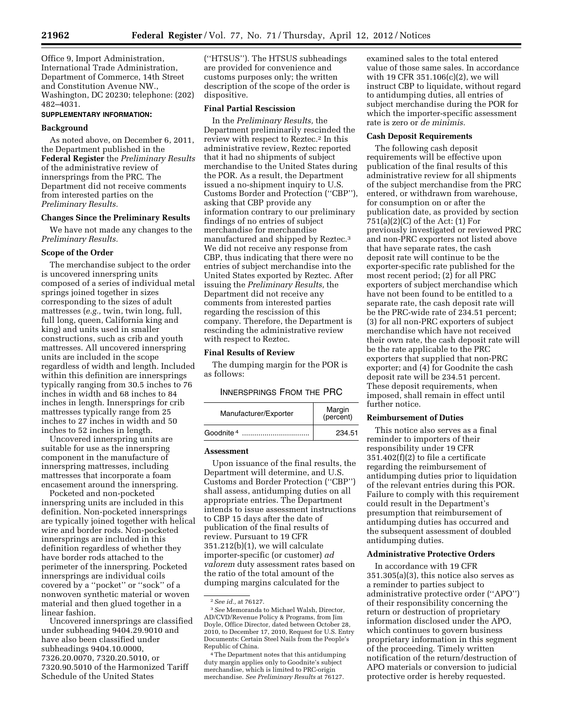Office 9, Import Administration, International Trade Administration, Department of Commerce, 14th Street and Constitution Avenue NW., Washington, DC 20230; telephone: (202) 482–4031.

**SUPPLEMENTARY INFORMATION:**

**Background**

As noted above, on December 6, 2011, the Department published in the **Federal Register** the *Preliminary Results* of the administrative review of innersprings from the PRC. The Department did not receive comments from interested parties on the *Preliminary Results.*

**Changes Since the Preliminary Results**

We have not made any changes to the *Preliminary Results.*

**Scope of the Order**

The merchandise subject to the order is uncovered innerspring units composed of a series of individual metal springs joined together in sizes corresponding to the sizes of adult mattresses (*e.g.,* twin, twin long, full, full long, queen, California king and king) and units used in smaller constructions, such as crib and youth mattresses. All uncovered innerspring units are included in the scope regardless of width and length. Included within this definition are innersprings typically ranging from 30.5 inches to 76 inches in width and 68 inches to 84 inches in length. Innersprings for crib mattresses typically range from 25 inches to 27 inches in width and 50 inches to 52 inches in length.

Uncovered innerspring units are suitable for use as the innerspring component in the manufacture of innerspring mattresses, including mattresses that incorporate a foam encasement around the innerspring.

Pocketed and non-pocketed innerspring units are included in this definition. Non-pocketed innersprings are typically joined together with helical wire and border rods. Non-pocketed innersprings are included in this definition regardless of whether they have border rods attached to the perimeter of the innerspring. Pocketed innersprings are individual coils covered by a "pocket" or "sock" of a nonwoven synthetic material or woven material and then glued together in a linear fashion.

Uncovered innersprings are classified under subheading 9404.29.9010 and have also been classified under subheadings 9404.10.0000, 7326.20.0070, 7320.20.5010, or 7320.90.5010 of the Harmonized Tariff Schedule of the United States ("HTSUS"). The HTSUS subheadings are provided for convenience and customs purposes only; the written description of the scope of the order is dispositive.

**Final Partial Rescission**

In the *Preliminary Results,* the Department preliminarily rescinded the review with respect to Reztec.[2] In this administrative review, Reztec reported that it had no shipments of subject merchandise to the United States during the POR. As a result, the Department issued a no-shipment inquiry to U.S. Customs Border and Protection ("CBP"), asking that CBP provide any information contrary to our preliminary findings of no entries of subject merchandise for merchandise manufactured and shipped by Reztec.[3] We did not receive any response from CBP, thus indicating that there were no entries of subject merchandise into the United States exported by Reztec. After issuing the *Preliminary Results,* the Department did not receive any comments from interested parties regarding the rescission of this company. Therefore, the Department is rescinding the administrative review with respect to Reztec.

**Final Results of Review**

The dumping margin for the POR is as follows:

INNERSPRINGS FROM THE PRC

| Manufacturer/Exporter | Margin (percent) |
|---|---|
| Goodnite [4] | 234.51 |

**Assessment**

Upon issuance of the final results, the Department will determine, and U.S. Customs and Border Protection ("CBP") shall assess, antidumping duties on all appropriate entries. The Department intends to issue assessment instructions to CBP 15 days after the date of publication of the final results of review. Pursuant to 19 CFR 351.212(b)(1), we will calculate importer-specific (or customer) *ad valorem* duty assessment rates based on the ratio of the total amount of the dumping margins calculated for the examined sales to the total entered value of those same sales. In accordance with 19 CFR 351.106(c)(2), we will instruct CBP to liquidate, without regard to antidumping duties, all entries of subject merchandise during the POR for which the importer-specific assessment rate is zero or *de minimis.*

**Cash Deposit Requirements**

The following cash deposit requirements will be effective upon publication of the final results of this administrative review for all shipments of the subject merchandise from the PRC entered, or withdrawn from warehouse, for consumption on or after the publication date, as provided by section 751(a)(2)(C) of the Act: (1) For previously investigated or reviewed PRC and non-PRC exporters not listed above that have separate rates, the cash deposit rate will continue to be the exporter-specific rate published for the most recent period; (2) for all PRC exporters of subject merchandise which have not been found to be entitled to a separate rate, the cash deposit rate will be the PRC-wide rate of 234.51 percent; (3) for all non-PRC exporters of subject merchandise which have not received their own rate, the cash deposit rate will be the rate applicable to the PRC exporters that supplied that non-PRC exporter; and (4) for Goodnite the cash deposit rate will be 234.51 percent. These deposit requirements, when imposed, shall remain in effect until further notice.

**Reimbursement of Duties**

This notice also serves as a final reminder to importers of their responsibility under 19 CFR 351.402(f)(2) to file a certificate regarding the reimbursement of antidumping duties prior to liquidation of the relevant entries during this POR. Failure to comply with this requirement could result in the Department's presumption that reimbursement of antidumping duties has occurred and the subsequent assessment of doubled antidumping duties.

**Administrative Protective Orders**

In accordance with 19 CFR 351.305(a)(3), this notice also serves as a reminder to parties subject to administrative protective order ("APO") of their responsibility concerning the return or destruction of proprietary information disclosed under the APO, which continues to govern business proprietary information in this segment of the proceeding. Timely written notification of the return/destruction of APO materials or conversion to judicial protective order is hereby requested.

---

[2] *See id.,* at 76127.

[3] *See* Memoranda to Michael Walsh, Director, AD/CVD/Revenue Policy & Programs, from Jim Doyle, Office Director, dated between October 28, 2010, to December 17, 2010, Request for U.S. Entry Documents: Certain Steel Nails from the People's Republic of China.

[4] The Department notes that this antidumping duty margin applies only to Goodnite's subject merchandise, which is limited to PRC-origin merchandise. *See Preliminary Results* at 76127.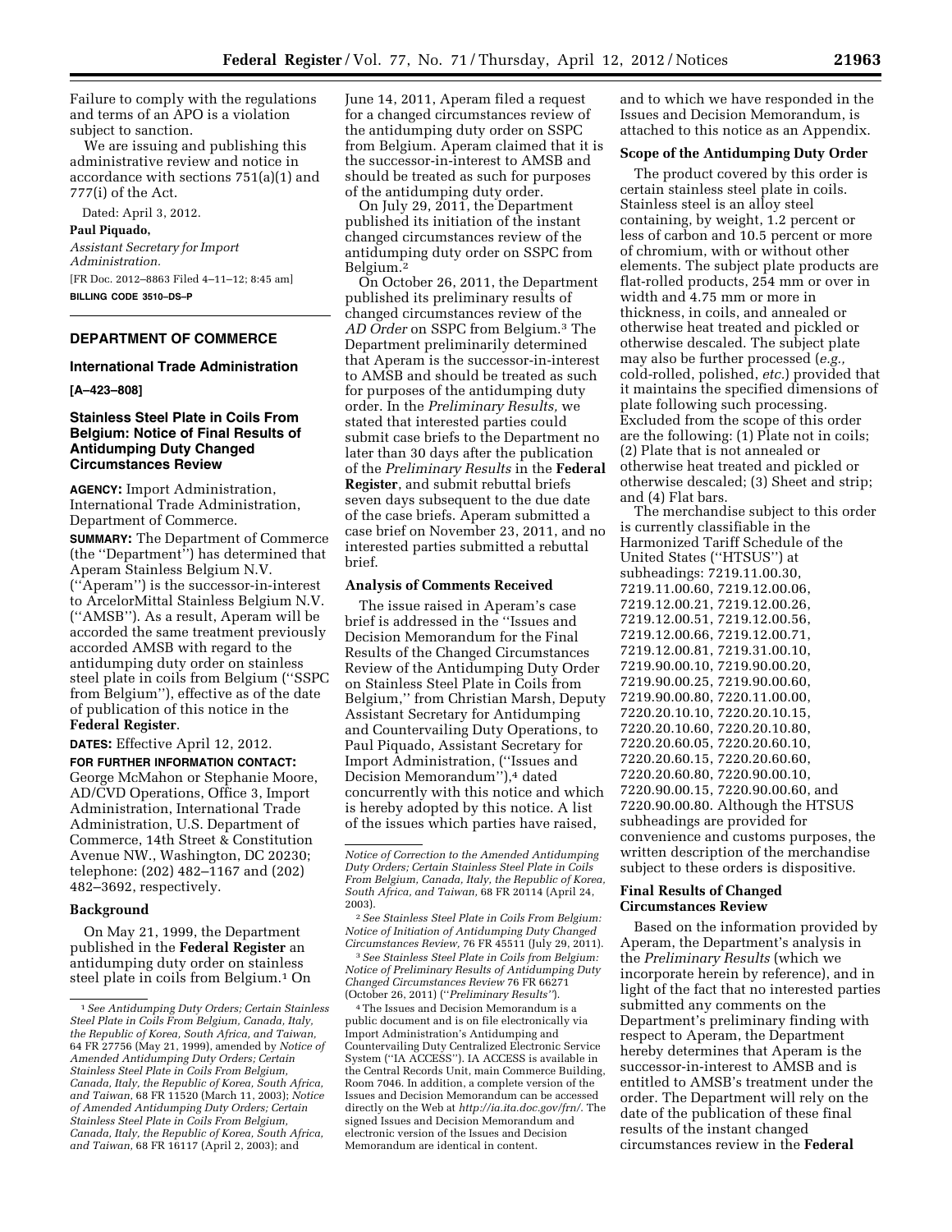Failure to comply with the regulations and terms of an APO is a violation subject to sanction.

We are issuing and publishing this administrative review and notice in accordance with sections 751(a)(1) and 777(i) of the Act.

Dated: April 3, 2012.

**Paul Piquado,**

*Assistant Secretary for Import Administration.*

[FR Doc. 2012–8863 Filed 4–11–12; 8:45 am]

**BILLING CODE 3510–DS–P**

---

## DEPARTMENT OF COMMERCE

### International Trade Administration

**[A–423–808]**

### Stainless Steel Plate in Coils From Belgium: Notice of Final Results of Antidumping Duty Changed Circumstances Review

**AGENCY:** Import Administration, International Trade Administration, Department of Commerce.

**SUMMARY:** The Department of Commerce (the ''Department'') has determined that Aperam Stainless Belgium N.V. (''Aperam'') is the successor-in-interest to ArcelorMittal Stainless Belgium N.V. (''AMSB''). As a result, Aperam will be accorded the same treatment previously accorded AMSB with regard to the antidumping duty order on stainless steel plate in coils from Belgium (''SSPC from Belgium''), effective as of the date of publication of this notice in the **Federal Register**.

**DATES:** Effective April 12, 2012.

**FOR FURTHER INFORMATION CONTACT:** George McMahon or Stephanie Moore, AD/CVD Operations, Office 3, Import Administration, International Trade Administration, U.S. Department of Commerce, 14th Street & Constitution Avenue NW., Washington, DC 20230; telephone: (202) 482–1167 and (202) 482–3692, respectively.

**Background**

On May 21, 1999, the Department published in the **Federal Register** an antidumping duty order on stainless steel plate in coils from Belgium.[1] On June 14, 2011, Aperam filed a request for a changed circumstances review of the antidumping duty order on SSPC from Belgium. Aperam claimed that it is the successor-in-interest to AMSB and should be treated as such for purposes of the antidumping duty order.

On July 29, 2011, the Department published its initiation of the instant changed circumstances review of the antidumping duty order on SSPC from Belgium.[2]

On October 26, 2011, the Department published its preliminary results of changed circumstances review of the *AD Order* on SSPC from Belgium.[3] The Department preliminarily determined that Aperam is the successor-in-interest to AMSB and should be treated as such for purposes of the antidumping duty order. In the *Preliminary Results,* we stated that interested parties could submit case briefs to the Department no later than 30 days after the publication of the *Preliminary Results* in the **Federal Register**, and submit rebuttal briefs seven days subsequent to the due date of the case briefs. Aperam submitted a case brief on November 23, 2011, and no interested parties submitted a rebuttal brief.

**Analysis of Comments Received**

The issue raised in Aperam's case brief is addressed in the ''Issues and Decision Memorandum for the Final Results of the Changed Circumstances Review of the Antidumping Duty Order on Stainless Steel Plate in Coils from Belgium,'' from Christian Marsh, Deputy Assistant Secretary for Antidumping and Countervailing Duty Operations, to Paul Piquado, Assistant Secretary for Import Administration, (''Issues and Decision Memorandum''),[4] dated concurrently with this notice and which is hereby adopted by this notice. A list of the issues which parties have raised, and to which we have responded in the Issues and Decision Memorandum, is attached to this notice as an Appendix.

**Scope of the Antidumping Duty Order**

The product covered by this order is certain stainless steel plate in coils. Stainless steel is an alloy steel containing, by weight, 1.2 percent or less of carbon and 10.5 percent or more of chromium, with or without other elements. The subject plate products are flat-rolled products, 254 mm or over in width and 4.75 mm or more in thickness, in coils, and annealed or otherwise heat treated and pickled or otherwise descaled. The subject plate may also be further processed (*e.g.,* cold-rolled, polished, *etc.*) provided that it maintains the specified dimensions of plate following such processing. Excluded from the scope of this order are the following: (1) Plate not in coils; (2) Plate that is not annealed or otherwise heat treated and pickled or otherwise descaled; (3) Sheet and strip; and (4) Flat bars.

The merchandise subject to this order is currently classifiable in the Harmonized Tariff Schedule of the United States (''HTSUS'') at subheadings: 7219.11.00.30, 7219.11.00.60, 7219.12.00.06, 7219.12.00.21, 7219.12.00.26, 7219.12.00.51, 7219.12.00.56, 7219.12.00.66, 7219.12.00.71, 7219.12.00.81, 7219.31.00.10, 7219.90.00.10, 7219.90.00.20, 7219.90.00.25, 7219.90.00.60, 7219.90.00.80, 7220.11.00.00, 7220.20.10.10, 7220.20.10.15, 7220.20.10.60, 7220.20.10.80, 7220.20.60.05, 7220.20.60.10, 7220.20.60.15, 7220.20.60.60, 7220.20.60.80, 7220.90.00.10, 7220.90.00.15, 7220.90.00.60, and 7220.90.00.80. Although the HTSUS subheadings are provided for convenience and customs purposes, the written description of the merchandise subject to these orders is dispositive.

**Final Results of Changed Circumstances Review**

Based on the information provided by Aperam, the Department's analysis in the *Preliminary Results* (which we incorporate herein by reference), and in light of the fact that no interested parties submitted any comments on the Department's preliminary finding with respect to Aperam, the Department hereby determines that Aperam is the successor-in-interest to AMSB and is entitled to AMSB's treatment under the order. The Department will rely on the date of the publication of these final results of the instant changed circumstances review in the **Federal**

---

[1] *See Antidumping Duty Orders; Certain Stainless Steel Plate in Coils From Belgium, Canada, Italy, the Republic of Korea, South Africa, and Taiwan,* 64 FR 27756 (May 21, 1999), amended by *Notice of Amended Antidumping Duty Orders; Certain Stainless Steel Plate in Coils From Belgium, Canada, Italy, the Republic of Korea, South Africa, and Taiwan,* 68 FR 11520 (March 11, 2003); *Notice of Amended Antidumping Duty Orders; Certain Stainless Steel Plate in Coils From Belgium, Canada, Italy, the Republic of Korea, South Africa, and Taiwan,* 68 FR 16117 (April 2, 2003); and *Notice of Correction to the Amended Antidumping Duty Orders; Certain Stainless Steel Plate in Coils From Belgium, Canada, Italy, the Republic of Korea, South Africa, and Taiwan,* 68 FR 20114 (April 24, 2003).

[2] *See Stainless Steel Plate in Coils From Belgium: Notice of Initiation of Antidumping Duty Changed Circumstances Review,* 76 FR 45511 (July 29, 2011).

[3] *See Stainless Steel Plate in Coils from Belgium: Notice of Preliminary Results of Antidumping Duty Changed Circumstances Review* 76 FR 66271 (October 26, 2011) (''*Preliminary Results''*).

[4] The Issues and Decision Memorandum is a public document and is on file electronically via Import Administration's Antidumping and Countervailing Duty Centralized Electronic Service System (''IA ACCESS''). IA ACCESS is available in the Central Records Unit, main Commerce Building, Room 7046. In addition, a complete version of the Issues and Decision Memorandum can be accessed directly on the Web at *http://ia.ita.doc.gov/frn/*. The signed Issues and Decision Memorandum and electronic version of the Issues and Decision Memorandum are identical in content.